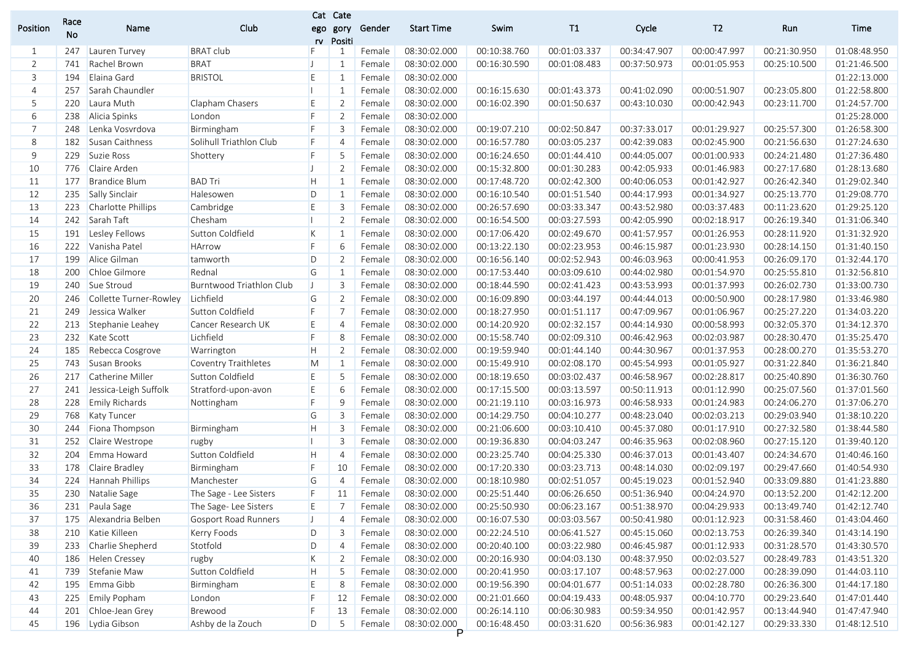| Position | Race No | Name | Club | Category | Category Position | Gender | Start Time | Swim | T1 | Cycle | T2 | Run | Time |
|---|---|---|---|---|---|---|---|---|---|---|---|---|---|
| 1 | 247 | Lauren Turvey | BRAT club | F | 1 | Female | 08:30:02.000 | 00:10:38.760 | 00:01:03.337 | 00:34:47.907 | 00:00:47.997 | 00:21:30.950 | 01:08:48.950 |
| 2 | 741 | Rachel Brown | BRAT | J | 1 | Female | 08:30:02.000 | 00:16:30.590 | 00:01:08.483 | 00:37:50.973 | 00:01:05.953 | 00:25:10.500 | 01:21:46.500 |
| 3 | 194 | Elaina Gard | BRISTOL | E | 1 | Female | 08:30:02.000 | | | | | | 01:22:13.000 |
| 4 | 257 | Sarah Chaundler | | I | 1 | Female | 08:30:02.000 | 00:16:15.630 | 00:01:43.373 | 00:41:02.090 | 00:00:51.907 | 00:23:05.800 | 01:22:58.800 |
| 5 | 220 | Laura Muth | Clapham Chasers | E | 2 | Female | 08:30:02.000 | 00:16:02.390 | 00:01:50.637 | 00:43:10.030 | 00:00:42.943 | 00:23:11.700 | 01:24:57.700 |
| 6 | 238 | Alicia Spinks | London | F | 2 | Female | 08:30:02.000 | | | | | | 01:25:28.000 |
| 7 | 248 | Lenka Vosvrdova | Birmingham | F | 3 | Female | 08:30:02.000 | 00:19:07.210 | 00:02:50.847 | 00:37:33.017 | 00:01:29.927 | 00:25:57.300 | 01:26:58.300 |
| 8 | 182 | Susan Caithness | Solihull Triathlon Club | F | 4 | Female | 08:30:02.000 | 00:16:57.780 | 00:03:05.237 | 00:42:39.083 | 00:02:45.900 | 00:21:56.630 | 01:27:24.630 |
| 9 | 229 | Suzie Ross | Shottery | F | 5 | Female | 08:30:02.000 | 00:16:24.650 | 00:01:44.410 | 00:44:05.007 | 00:01:00.933 | 00:24:21.480 | 01:27:36.480 |
| 10 | 776 | Claire Arden | | J | 2 | Female | 08:30:02.000 | 00:15:32.800 | 00:01:30.283 | 00:42:05.933 | 00:01:46.983 | 00:27:17.680 | 01:28:13.680 |
| 11 | 177 | Brandice Blum | BAD Tri | H | 1 | Female | 08:30:02.000 | 00:17:48.720 | 00:02:42.300 | 00:40:06.053 | 00:01:42.927 | 00:26:42.340 | 01:29:02.340 |
| 12 | 235 | Sally Sinclair | Halesowen | D | 1 | Female | 08:30:02.000 | 00:16:10.540 | 00:01:51.540 | 00:44:17.993 | 00:01:34.927 | 00:25:13.770 | 01:29:08.770 |
| 13 | 223 | Charlotte Phillips | Cambridge | E | 3 | Female | 08:30:02.000 | 00:26:57.690 | 00:03:33.347 | 00:43:52.980 | 00:03:37.483 | 00:11:23.620 | 01:29:25.120 |
| 14 | 242 | Sarah Taft | Chesham | I | 2 | Female | 08:30:02.000 | 00:16:54.500 | 00:03:27.593 | 00:42:05.990 | 00:02:18.917 | 00:26:19.340 | 01:31:06.340 |
| 15 | 191 | Lesley Fellows | Sutton Coldfield | K | 1 | Female | 08:30:02.000 | 00:17:06.420 | 00:02:49.670 | 00:41:57.957 | 00:01:26.953 | 00:28:11.920 | 01:31:32.920 |
| 16 | 222 | Vanisha Patel | HArrow | F | 6 | Female | 08:30:02.000 | 00:13:22.130 | 00:02:23.953 | 00:46:15.987 | 00:01:23.930 | 00:28:14.150 | 01:31:40.150 |
| 17 | 199 | Alice Gilman | tamworth | D | 2 | Female | 08:30:02.000 | 00:16:56.140 | 00:02:52.943 | 00:46:03.963 | 00:00:41.953 | 00:26:09.170 | 01:32:44.170 |
| 18 | 200 | Chloe Gilmore | Rednal | G | 1 | Female | 08:30:02.000 | 00:17:53.440 | 00:03:09.610 | 00:44:02.980 | 00:01:54.970 | 00:25:55.810 | 01:32:56.810 |
| 19 | 240 | Sue Stroud | Burntwood Triathlon Club | J | 3 | Female | 08:30:02.000 | 00:18:44.590 | 00:02:41.423 | 00:43:53.993 | 00:01:37.993 | 00:26:02.730 | 01:33:00.730 |
| 20 | 246 | Collette Turner-Rowley | Lichfield | G | 2 | Female | 08:30:02.000 | 00:16:09.890 | 00:03:44.197 | 00:44:44.013 | 00:00:50.900 | 00:28:17.980 | 01:33:46.980 |
| 21 | 249 | Jessica Walker | Sutton Coldfield | F | 7 | Female | 08:30:02.000 | 00:18:27.950 | 00:01:51.117 | 00:47:09.967 | 00:01:06.967 | 00:25:27.220 | 01:34:03.220 |
| 22 | 213 | Stephanie Leahey | Cancer Research UK | E | 4 | Female | 08:30:02.000 | 00:14:20.920 | 00:02:32.157 | 00:44:14.930 | 00:00:58.993 | 00:32:05.370 | 01:34:12.370 |
| 23 | 232 | Kate Scott | Lichfield | F | 8 | Female | 08:30:02.000 | 00:15:58.740 | 00:02:09.310 | 00:46:42.963 | 00:02:03.987 | 00:28:30.470 | 01:35:25.470 |
| 24 | 185 | Rebecca Cosgrove | Warrington | H | 2 | Female | 08:30:02.000 | 00:19:59.940 | 00:01:44.140 | 00:44:30.967 | 00:01:37.953 | 00:28:00.270 | 01:35:53.270 |
| 25 | 743 | Susan Brooks | Coventry Traithletes | M | 1 | Female | 08:30:02.000 | 00:15:49.910 | 00:02:08.170 | 00:45:54.993 | 00:01:05.927 | 00:31:22.840 | 01:36:21.840 |
| 26 | 217 | Catherine Miller | Sutton Coldfield | E | 5 | Female | 08:30:02.000 | 00:18:19.650 | 00:03:02.437 | 00:46:58.967 | 00:02:28.817 | 00:25:40.890 | 01:36:30.760 |
| 27 | 241 | Jessica-Leigh Suffolk | Stratford-upon-avon | E | 6 | Female | 08:30:02.000 | 00:17:15.500 | 00:03:13.597 | 00:50:11.913 | 00:01:12.990 | 00:25:07.560 | 01:37:01.560 |
| 28 | 228 | Emily Richards | Nottingham | F | 9 | Female | 08:30:02.000 | 00:21:19.110 | 00:03:16.973 | 00:46:58.933 | 00:01:24.983 | 00:24:06.270 | 01:37:06.270 |
| 29 | 768 | Katy Tuncer | | G | 3 | Female | 08:30:02.000 | 00:14:29.750 | 00:04:10.277 | 00:48:23.040 | 00:02:03.213 | 00:29:03.940 | 01:38:10.220 |
| 30 | 244 | Fiona Thompson | Birmingham | H | 3 | Female | 08:30:02.000 | 00:21:06.600 | 00:03:10.410 | 00:45:37.080 | 00:01:17.910 | 00:27:32.580 | 01:38:44.580 |
| 31 | 252 | Claire Westrope | rugby | I | 3 | Female | 08:30:02.000 | 00:19:36.830 | 00:04:03.247 | 00:46:35.963 | 00:02:08.960 | 00:27:15.120 | 01:39:40.120 |
| 32 | 204 | Emma Howard | Sutton Coldfield | H | 4 | Female | 08:30:02.000 | 00:23:25.740 | 00:04:25.330 | 00:46:37.013 | 00:01:43.407 | 00:24:34.670 | 01:40:46.160 |
| 33 | 178 | Claire Bradley | Birmingham | F | 10 | Female | 08:30:02.000 | 00:17:20.330 | 00:03:23.713 | 00:48:14.030 | 00:02:09.197 | 00:29:47.660 | 01:40:54.930 |
| 34 | 224 | Hannah Phillips | Manchester | G | 4 | Female | 08:30:02.000 | 00:18:10.980 | 00:02:51.057 | 00:45:19.023 | 00:01:52.940 | 00:33:09.880 | 01:41:23.880 |
| 35 | 230 | Natalie Sage | The Sage - Lee Sisters | F | 11 | Female | 08:30:02.000 | 00:25:51.440 | 00:06:26.650 | 00:51:36.940 | 00:04:24.970 | 00:13:52.200 | 01:42:12.200 |
| 36 | 231 | Paula Sage | The Sage- Lee Sisters | E | 7 | Female | 08:30:02.000 | 00:25:50.930 | 00:06:23.167 | 00:51:38.970 | 00:04:29.933 | 00:13:49.740 | 01:42:12.740 |
| 37 | 175 | Alexandria Belben | Gosport Road Runners | J | 4 | Female | 08:30:02.000 | 00:16:07.530 | 00:03:03.567 | 00:50:41.980 | 00:01:12.923 | 00:31:58.460 | 01:43:04.460 |
| 38 | 210 | Katie Killeen | Kerry Foods | D | 3 | Female | 08:30:02.000 | 00:22:24.510 | 00:06:41.527 | 00:45:15.060 | 00:02:13.753 | 00:26:39.340 | 01:43:14.190 |
| 39 | 233 | Charlie Shepherd | Stotfold | D | 4 | Female | 08:30:02.000 | 00:20:40.100 | 00:03:22.980 | 00:46:45.987 | 00:01:12.933 | 00:31:28.570 | 01:43:30.570 |
| 40 | 186 | Helen Cressey | rugby | K | 2 | Female | 08:30:02.000 | 00:20:16.930 | 00:04:03.130 | 00:48:37.950 | 00:02:03.527 | 00:28:49.783 | 01:43:51.320 |
| 41 | 739 | Stefanie Maw | Sutton Coldfield | H | 5 | Female | 08:30:02.000 | 00:20:41.950 | 00:03:17.107 | 00:48:57.963 | 00:02:27.000 | 00:28:39.090 | 01:44:03.110 |
| 42 | 195 | Emma Gibb | Birmingham | E | 8 | Female | 08:30:02.000 | 00:19:56.390 | 00:04:01.677 | 00:51:14.033 | 00:02:28.780 | 00:26:36.300 | 01:44:17.180 |
| 43 | 225 | Emily Popham | London | F | 12 | Female | 08:30:02.000 | 00:21:01.660 | 00:04:19.433 | 00:48:05.937 | 00:04:10.770 | 00:29:23.640 | 01:47:01.440 |
| 44 | 201 | Chloe-Jean Grey | Brewood | F | 13 | Female | 08:30:02.000 | 00:26:14.110 | 00:06:30.983 | 00:59:34.950 | 00:01:42.957 | 00:13:44.940 | 01:47:47.940 |
| 45 | 196 | Lydia Gibson | Ashby de la Zouch | D | 5 | Female | 08:30:02.000 | 00:16:48.450 | 00:03:31.620 | 00:56:36.983 | 00:01:42.127 | 00:29:33.330 | 01:48:12.510 |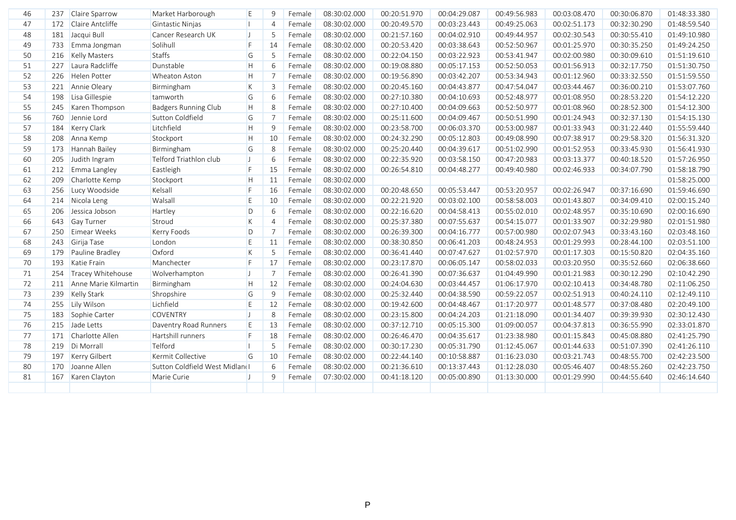| | | | | | | | | | | | | | | |
|---|---|---|---|---|---|---|---|---|---|---|---|---|---|---|
| 46 | 237 | Claire Sparrow | Market Harborough | E | 9 | Female | 08:30:02.000 | 00:20:51.970 | 00:04:29.087 | 00:49:56.983 | 00:03:08.470 | 00:30:06.870 | 01:48:33.380 |
| 47 | 172 | Claire Antcliffe | Gintastic Ninjas | I | 4 | Female | 08:30:02.000 | 00:20:49.570 | 00:03:23.443 | 00:49:25.063 | 00:02:51.173 | 00:32:30.290 | 01:48:59.540 |
| 48 | 181 | Jacqui Bull | Cancer Research UK | J | 5 | Female | 08:30:02.000 | 00:21:57.160 | 00:04:02.910 | 00:49:44.957 | 00:02:30.543 | 00:30:55.410 | 01:49:10.980 |
| 49 | 733 | Emma Jongman | Solihull | F | 14 | Female | 08:30:02.000 | 00:20:53.420 | 00:03:38.643 | 00:52:50.967 | 00:01:25.970 | 00:30:35.250 | 01:49:24.250 |
| 50 | 216 | Kelly Masters | Staffs | G | 5 | Female | 08:30:02.000 | 00:22:04.150 | 00:03:22.923 | 00:53:41.947 | 00:02:00.980 | 00:30:09.610 | 01:51:19.610 |
| 51 | 227 | Laura Radcliffe | Dunstable | H | 6 | Female | 08:30:02.000 | 00:19:08.880 | 00:05:17.153 | 00:52:50.053 | 00:01:56.913 | 00:32:17.750 | 01:51:30.750 |
| 52 | 226 | Helen Potter | Wheaton Aston | H | 7 | Female | 08:30:02.000 | 00:19:56.890 | 00:03:42.207 | 00:53:34.943 | 00:01:12.960 | 00:33:32.550 | 01:51:59.550 |
| 53 | 221 | Annie Oleary | Birmingham | K | 3 | Female | 08:30:02.000 | 00:20:45.160 | 00:04:43.877 | 00:47:54.047 | 00:03:44.467 | 00:36:00.210 | 01:53:07.760 |
| 54 | 198 | Lisa Gillespie | tamworth | G | 6 | Female | 08:30:02.000 | 00:27:10.380 | 00:04:10.693 | 00:52:48.977 | 00:01:08.950 | 00:28:53.220 | 01:54:12.220 |
| 55 | 245 | Karen Thompson | Badgers Running Club | H | 8 | Female | 08:30:02.000 | 00:27:10.400 | 00:04:09.663 | 00:52:50.977 | 00:01:08.960 | 00:28:52.300 | 01:54:12.300 |
| 56 | 760 | Jennie Lord | Sutton Coldfield | G | 7 | Female | 08:30:02.000 | 00:25:11.600 | 00:04:09.467 | 00:50:51.990 | 00:01:24.943 | 00:32:37.130 | 01:54:15.130 |
| 57 | 184 | Kerry Clark | Litchfield | H | 9 | Female | 08:30:02.000 | 00:23:58.700 | 00:06:03.370 | 00:53:00.987 | 00:01:33.943 | 00:31:22.440 | 01:55:59.440 |
| 58 | 208 | Anna Kemp | Stockport | H | 10 | Female | 08:30:02.000 | 00:24:32.290 | 00:05:12.803 | 00:49:08.990 | 00:07:38.917 | 00:29:58.320 | 01:56:31.320 |
| 59 | 173 | Hannah Bailey | Birmingham | G | 8 | Female | 08:30:02.000 | 00:25:20.440 | 00:04:39.617 | 00:51:02.990 | 00:01:52.953 | 00:33:45.930 | 01:56:41.930 |
| 60 | 205 | Judith Ingram | Telford Triathlon club | J | 6 | Female | 08:30:02.000 | 00:22:35.920 | 00:03:58.150 | 00:47:20.983 | 00:03:13.377 | 00:40:18.520 | 01:57:26.950 |
| 61 | 212 | Emma Langley | Eastleigh | F | 15 | Female | 08:30:02.000 | 00:26:54.810 | 00:04:48.277 | 00:49:40.980 | 00:02:46.933 | 00:34:07.790 | 01:58:18.790 |
| 62 | 209 | Charlotte Kemp | Stockport | H | 11 | Female | 08:30:02.000 | | | | | | 01:58:25.000 |
| 63 | 256 | Lucy Woodside | Kelsall | F | 16 | Female | 08:30:02.000 | 00:20:48.650 | 00:05:53.447 | 00:53:20.957 | 00:02:26.947 | 00:37:16.690 | 01:59:46.690 |
| 64 | 214 | Nicola Leng | Walsall | E | 10 | Female | 08:30:02.000 | 00:22:21.920 | 00:03:02.100 | 00:58:58.003 | 00:01:43.807 | 00:34:09.410 | 02:00:15.240 |
| 65 | 206 | Jessica Jobson | Hartley | D | 6 | Female | 08:30:02.000 | 00:22:16.620 | 00:04:58.413 | 00:55:02.010 | 00:02:48.957 | 00:35:10.690 | 02:00:16.690 |
| 66 | 643 | Gay Turner | Stroud | K | 4 | Female | 08:30:02.000 | 00:25:37.380 | 00:07:55.637 | 00:54:15.077 | 00:01:33.907 | 00:32:29.980 | 02:01:51.980 |
| 67 | 250 | Eimear Weeks | Kerry Foods | D | 7 | Female | 08:30:02.000 | 00:26:39.300 | 00:04:16.777 | 00:57:00.980 | 00:02:07.943 | 00:33:43.160 | 02:03:48.160 |
| 68 | 243 | Girija Tase | London | E | 11 | Female | 08:30:02.000 | 00:38:30.850 | 00:06:41.203 | 00:48:24.953 | 00:01:29.993 | 00:28:44.100 | 02:03:51.100 |
| 69 | 179 | Pauline Bradley | Oxford | K | 5 | Female | 08:30:02.000 | 00:36:41.440 | 00:07:47.627 | 01:02:57.970 | 00:01:17.303 | 00:15:50.820 | 02:04:35.160 |
| 70 | 193 | Katie Frain | Manchecter | F | 17 | Female | 08:30:02.000 | 00:23:17.870 | 00:06:05.147 | 00:58:02.033 | 00:03:20.950 | 00:35:52.660 | 02:06:38.660 |
| 71 | 254 | Tracey Whitehouse | Wolverhampton | J | 7 | Female | 08:30:02.000 | 00:26:41.390 | 00:07:36.637 | 01:04:49.990 | 00:01:21.983 | 00:30:12.290 | 02:10:42.290 |
| 72 | 211 | Anne Marie Kilmartin | Birmingham | H | 12 | Female | 08:30:02.000 | 00:24:04.630 | 00:03:44.457 | 01:06:17.970 | 00:02:10.413 | 00:34:48.780 | 02:11:06.250 |
| 73 | 239 | Kelly Stark | Shropshire | G | 9 | Female | 08:30:02.000 | 00:25:32.440 | 00:04:38.590 | 00:59:22.057 | 00:02:51.913 | 00:40:24.110 | 02:12:49.110 |
| 74 | 255 | Lily Wilson | Lichfield | E | 12 | Female | 08:30:02.000 | 00:19:42.600 | 00:04:48.467 | 01:17:20.977 | 00:01:48.577 | 00:37:08.480 | 02:20:49.100 |
| 75 | 183 | Sophie Carter | COVENTRY | J | 8 | Female | 08:30:02.000 | 00:23:15.800 | 00:04:24.203 | 01:21:18.090 | 00:01:34.407 | 00:39:39.930 | 02:30:12.430 |
| 76 | 215 | Jade Letts | Daventry Road Runners | E | 13 | Female | 08:30:02.000 | 00:37:12.710 | 00:05:15.300 | 01:09:00.057 | 00:04:37.813 | 00:36:55.990 | 02:33:01.870 |
| 77 | 171 | Charlotte Allen | Hartshill runners | F | 18 | Female | 08:30:02.000 | 00:26:46.470 | 00:04:35.617 | 01:23:38.980 | 00:01:15.843 | 00:45:08.880 | 02:41:25.790 |
| 78 | 219 | Di Morrall | Telford | I | 5 | Female | 08:30:02.000 | 00:30:17.230 | 00:05:31.790 | 01:12:45.067 | 00:01:44.633 | 00:51:07.390 | 02:41:26.110 |
| 79 | 197 | Kerry Gilbert | Kermit Collective | G | 10 | Female | 08:30:02.000 | 00:22:44.140 | 00:10:58.887 | 01:16:23.030 | 00:03:21.743 | 00:48:55.700 | 02:42:23.500 |
| 80 | 170 | Joanne Allen | Sutton Coldfield West Midland | I | 6 | Female | 08:30:02.000 | 00:21:36.610 | 00:13:37.443 | 01:12:28.030 | 00:05:46.407 | 00:48:55.260 | 02:42:23.750 |
| 81 | 167 | Karen Clayton | Marie Curie | J | 9 | Female | 07:30:02.000 | 00:41:18.120 | 00:05:00.890 | 01:13:30.000 | 00:01:29.990 | 00:44:55.640 | 02:46:14.640 |

P